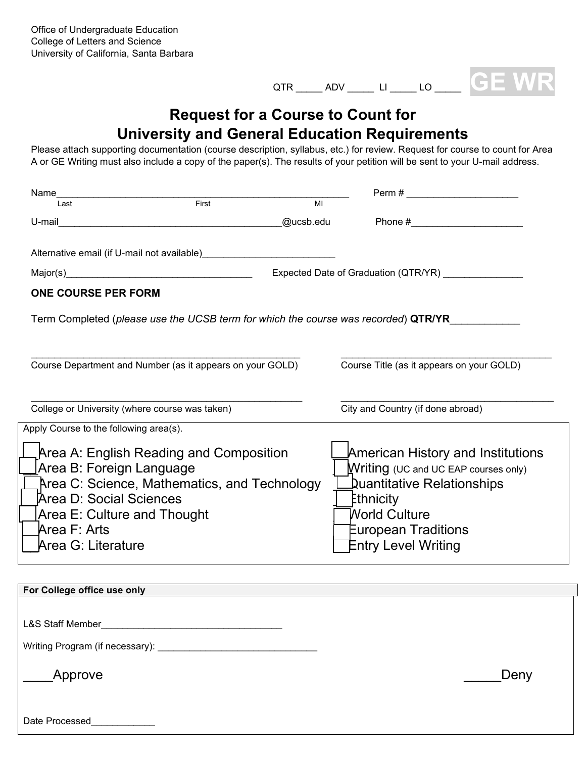Office of Undergraduate Education
College of Letters and Science
University of California, Santa Barbara

QTR _____ ADV _____ LI _____ LO _____ **GE WR**

# Request for a Course to Count for University and General Education Requirements

Please attach supporting documentation (course description, syllabus, etc.) for review. Request for course to count for Area A or GE Writing must also include a copy of the paper(s). The results of your petition will be sent to your U-mail address.

Name__________________________________________________________ Perm # _____________________
Last First MI

U-mail__________________________________________@ucsb.edu Phone #_____________________

Alternative email (if U-mail not available)_________________________

Major(s)___________________________________ Expected Date of Graduation (QTR/YR) _______________

**ONE COURSE PER FORM**

Term Completed (*please use the UCSB term for which the course was recorded*) **QTR/YR**____________

___________________________________________________
Course Department and Number (as it appears on your GOLD)

_________________________________________
Course Title (as it appears on your GOLD)

___________________________________________________
College or University (where course was taken)

_________________________________________
City and Country (if done abroad)

Apply Course to the following area(s).

- ☐ Area A: English Reading and Composition
- ☐ Area B: Foreign Language
- ☐ Area C: Science, Mathematics, and Technology
- ☐ Area D: Social Sciences
- ☐ Area E: Culture and Thought
- ☐ Area F: Arts
- ☐ Area G: Literature
- ☐ American History and Institutions
- ☐ Writing (UC and UC EAP courses only)
- ☐ Quantitative Relationships
- ☐ Ethnicity
- ☐ World Culture
- ☐ European Traditions
- ☐ Entry Level Writing

**For College office use only**

L&S Staff Member__________________________________

Writing Program (if necessary): ______________________________

____Approve _____Deny

Date Processed____________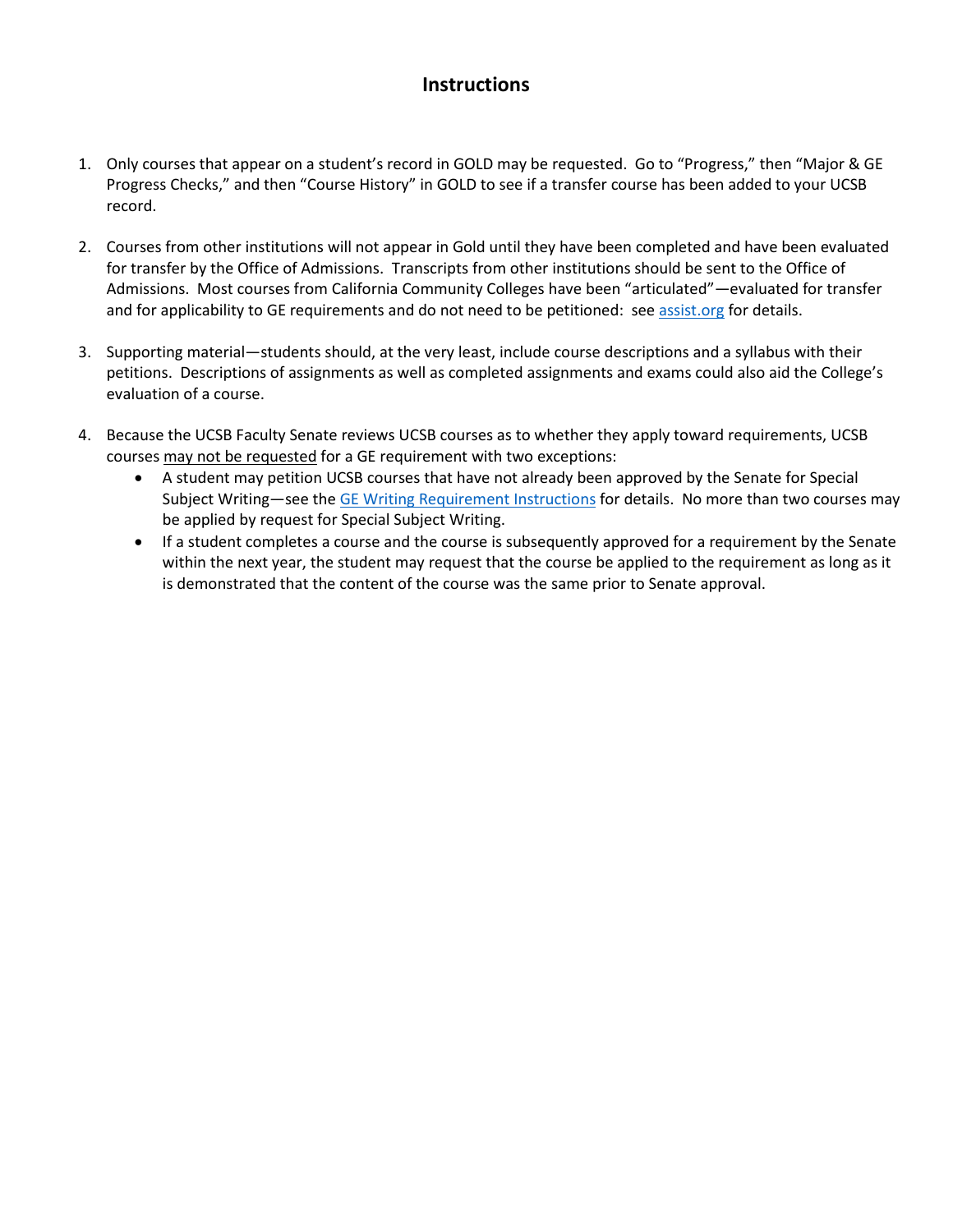# Instructions

1. Only courses that appear on a student's record in GOLD may be requested. Go to "Progress," then "Major & GE Progress Checks," and then "Course History" in GOLD to see if a transfer course has been added to your UCSB record.

2. Courses from other institutions will not appear in Gold until they have been completed and have been evaluated for transfer by the Office of Admissions. Transcripts from other institutions should be sent to the Office of Admissions. Most courses from California Community Colleges have been "articulated"—evaluated for transfer and for applicability to GE requirements and do not need to be petitioned: see [assist.org](assist.org) for details.

3. Supporting material—students should, at the very least, include course descriptions and a syllabus with their petitions. Descriptions of assignments as well as completed assignments and exams could also aid the College's evaluation of a course.

4. Because the UCSB Faculty Senate reviews UCSB courses as to whether they apply toward requirements, UCSB courses <u>may not be requested</u> for a GE requirement with two exceptions:
   - A student may petition UCSB courses that have not already been approved by the Senate for Special Subject Writing—see the GE Writing Requirement Instructions for details. No more than two courses may be applied by request for Special Subject Writing.
   - If a student completes a course and the course is subsequently approved for a requirement by the Senate within the next year, the student may request that the course be applied to the requirement as long as it is demonstrated that the content of the course was the same prior to Senate approval.